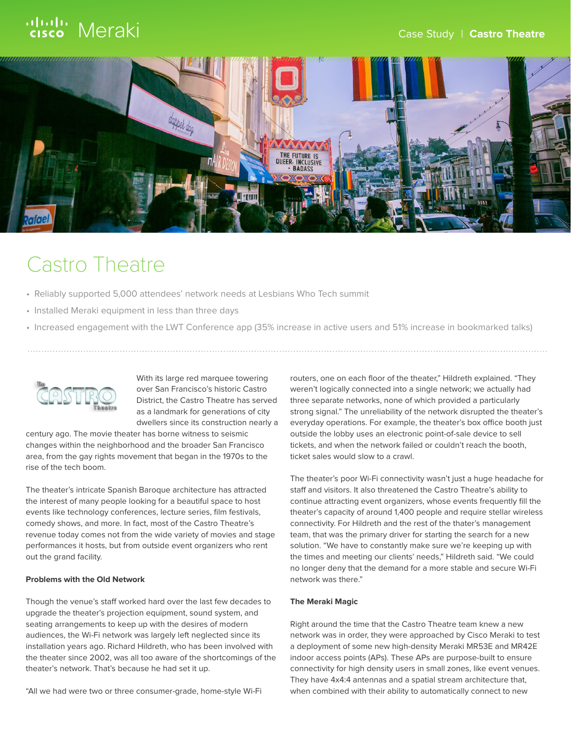# Castro Theatre

- Reliably supported 5,000 attendees' network needs at Lesbians Who Tech summit
- Installed Meraki equipment in less than three days
- Increased engagement with the LWT Conference app (35% increase in active users and 51% increase in bookmarked talks)

With its large red marquee towering over San Francisco's historic Castro District, the Castro Theatre has served as a landmark for generations of city dwellers since its construction nearly a century ago. The movie theater has borne witness to seismic changes within the neighborhood and the broader San Francisco area, from the gay rights movement that began in the 1970s to the rise of the tech boom.

The theater's intricate Spanish Baroque architecture has attracted the interest of many people looking for a beautiful space to host events like technology conferences, lecture series, film festivals, comedy shows, and more. In fact, most of the Castro Theatre's revenue today comes not from the wide variety of movies and stage performances it hosts, but from outside event organizers who rent out the grand facility.

**Problems with the Old Network**

Though the venue's staff worked hard over the last few decades to upgrade the theater's projection equipment, sound system, and seating arrangements to keep up with the desires of modern audiences, the Wi-Fi network was largely left neglected since its installation years ago. Richard Hildreth, who has been involved with the theater since 2002, was all too aware of the shortcomings of the theater's network. That's because he had set it up.

"All we had were two or three consumer-grade, home-style Wi-Fi routers, one on each floor of the theater," Hildreth explained. "They weren't logically connected into a single network; we actually had three separate networks, none of which provided a particularly strong signal." The unreliability of the network disrupted the theater's everyday operations. For example, the theater's box office booth just outside the lobby uses an electronic point-of-sale device to sell tickets, and when the network failed or couldn't reach the booth, ticket sales would slow to a crawl.

The theater's poor Wi-Fi connectivity wasn't just a huge headache for staff and visitors. It also threatened the Castro Theatre's ability to continue attracting event organizers, whose events frequently fill the theater's capacity of around 1,400 people and require stellar wireless connectivity. For Hildreth and the rest of the thater's management team, that was the primary driver for starting the search for a new solution. "We have to constantly make sure we're keeping up with the times and meeting our clients' needs," Hildreth said. "We could no longer deny that the demand for a more stable and secure Wi-Fi network was there."

**The Meraki Magic**

Right around the time that the Castro Theatre team knew a new network was in order, they were approached by Cisco Meraki to test a deployment of some new high-density Meraki MR53E and MR42E indoor access points (APs). These APs are purpose-built to ensure connectivity for high density users in small zones, like event venues. They have 4x4:4 antennas and a spatial stream architecture that, when combined with their ability to automatically connect to new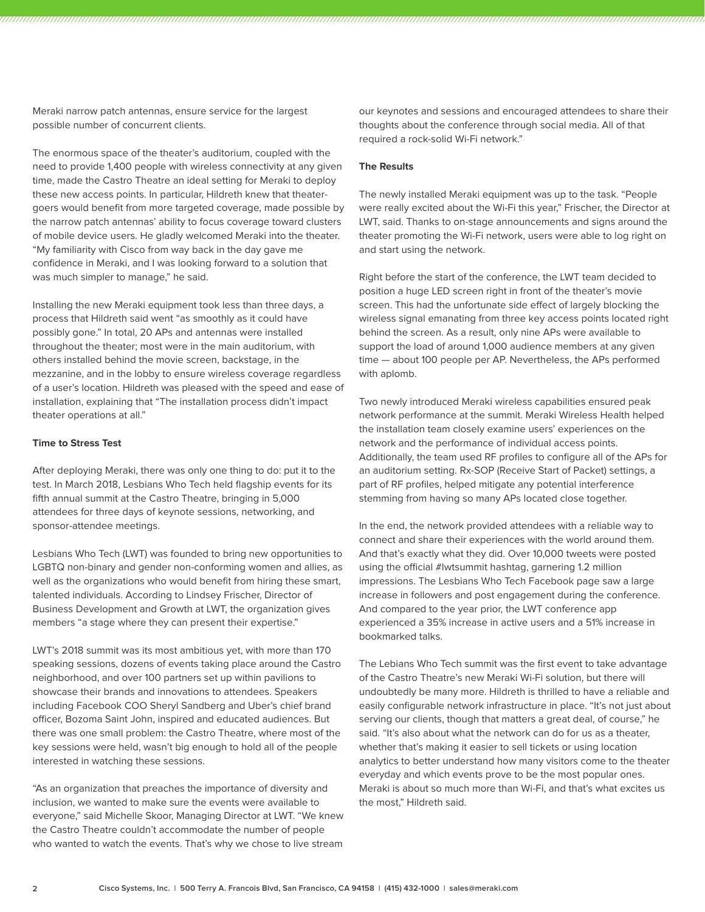Meraki narrow patch antennas, ensure service for the largest possible number of concurrent clients.

The enormous space of the theater's auditorium, coupled with the need to provide 1,400 people with wireless connectivity at any given time, made the Castro Theatre an ideal setting for Meraki to deploy these new access points. In particular, Hildreth knew that theater-goers would benefit from more targeted coverage, made possible by the narrow patch antennas' ability to focus coverage toward clusters of mobile device users. He gladly welcomed Meraki into the theater. "My familiarity with Cisco from way back in the day gave me confidence in Meraki, and I was looking forward to a solution that was much simpler to manage," he said.

Installing the new Meraki equipment took less than three days, a process that Hildreth said went "as smoothly as it could have possibly gone." In total, 20 APs and antennas were installed throughout the theater; most were in the main auditorium, with others installed behind the movie screen, backstage, in the mezzanine, and in the lobby to ensure wireless coverage regardless of a user's location. Hildreth was pleased with the speed and ease of installation, explaining that "The installation process didn't impact theater operations at all."

**Time to Stress Test**

After deploying Meraki, there was only one thing to do: put it to the test. In March 2018, Lesbians Who Tech held flagship events for its fifth annual summit at the Castro Theatre, bringing in 5,000 attendees for three days of keynote sessions, networking, and sponsor-attendee meetings.

Lesbians Who Tech (LWT) was founded to bring new opportunities to LGBTQ non-binary and gender non-conforming women and allies, as well as the organizations who would benefit from hiring these smart, talented individuals. According to Lindsey Frischer, Director of Business Development and Growth at LWT, the organization gives members "a stage where they can present their expertise."

LWT's 2018 summit was its most ambitious yet, with more than 170 speaking sessions, dozens of events taking place around the Castro neighborhood, and over 100 partners set up within pavilions to showcase their brands and innovations to attendees. Speakers including Facebook COO Sheryl Sandberg and Uber's chief brand officer, Bozoma Saint John, inspired and educated audiences. But there was one small problem: the Castro Theatre, where most of the key sessions were held, wasn't big enough to hold all of the people interested in watching these sessions.

"As an organization that preaches the importance of diversity and inclusion, we wanted to make sure the events were available to everyone," said Michelle Skoor, Managing Director at LWT. "We knew the Castro Theatre couldn't accommodate the number of people who wanted to watch the events. That's why we chose to live stream our keynotes and sessions and encouraged attendees to share their thoughts about the conference through social media. All of that required a rock-solid Wi-Fi network."

**The Results**

The newly installed Meraki equipment was up to the task. "People were really excited about the Wi-Fi this year," Frischer, the Director at LWT, said. Thanks to on-stage announcements and signs around the theater promoting the Wi-Fi network, users were able to log right on and start using the network.

Right before the start of the conference, the LWT team decided to position a huge LED screen right in front of the theater's movie screen. This had the unfortunate side effect of largely blocking the wireless signal emanating from three key access points located right behind the screen. As a result, only nine APs were available to support the load of around 1,000 audience members at any given time — about 100 people per AP. Nevertheless, the APs performed with aplomb.

Two newly introduced Meraki wireless capabilities ensured peak network performance at the summit. Meraki Wireless Health helped the installation team closely examine users' experiences on the network and the performance of individual access points. Additionally, the team used RF profiles to configure all of the APs for an auditorium setting. Rx-SOP (Receive Start of Packet) settings, a part of RF profiles, helped mitigate any potential interference stemming from having so many APs located close together.

In the end, the network provided attendees with a reliable way to connect and share their experiences with the world around them. And that's exactly what they did. Over 10,000 tweets were posted using the official #lwtsummit hashtag, garnering 1.2 million impressions. The Lesbians Who Tech Facebook page saw a large increase in followers and post engagement during the conference. And compared to the year prior, the LWT conference app experienced a 35% increase in active users and a 51% increase in bookmarked talks.

The Lebians Who Tech summit was the first event to take advantage of the Castro Theatre's new Meraki Wi-Fi solution, but there will undoubtedly be many more. Hildreth is thrilled to have a reliable and easily configurable network infrastructure in place. "It's not just about serving our clients, though that matters a great deal, of course," he said. "It's also about what the network can do for us as a theater, whether that's making it easier to sell tickets or using location analytics to better understand how many visitors come to the theater everyday and which events prove to be the most popular ones. Meraki is about so much more than Wi-Fi, and that's what excites us the most," Hildreth said.

Cisco Systems, Inc. | 500 Terry A. Francois Blvd, San Francisco, CA 94158 | (415) 432-1000 | sales@meraki.com